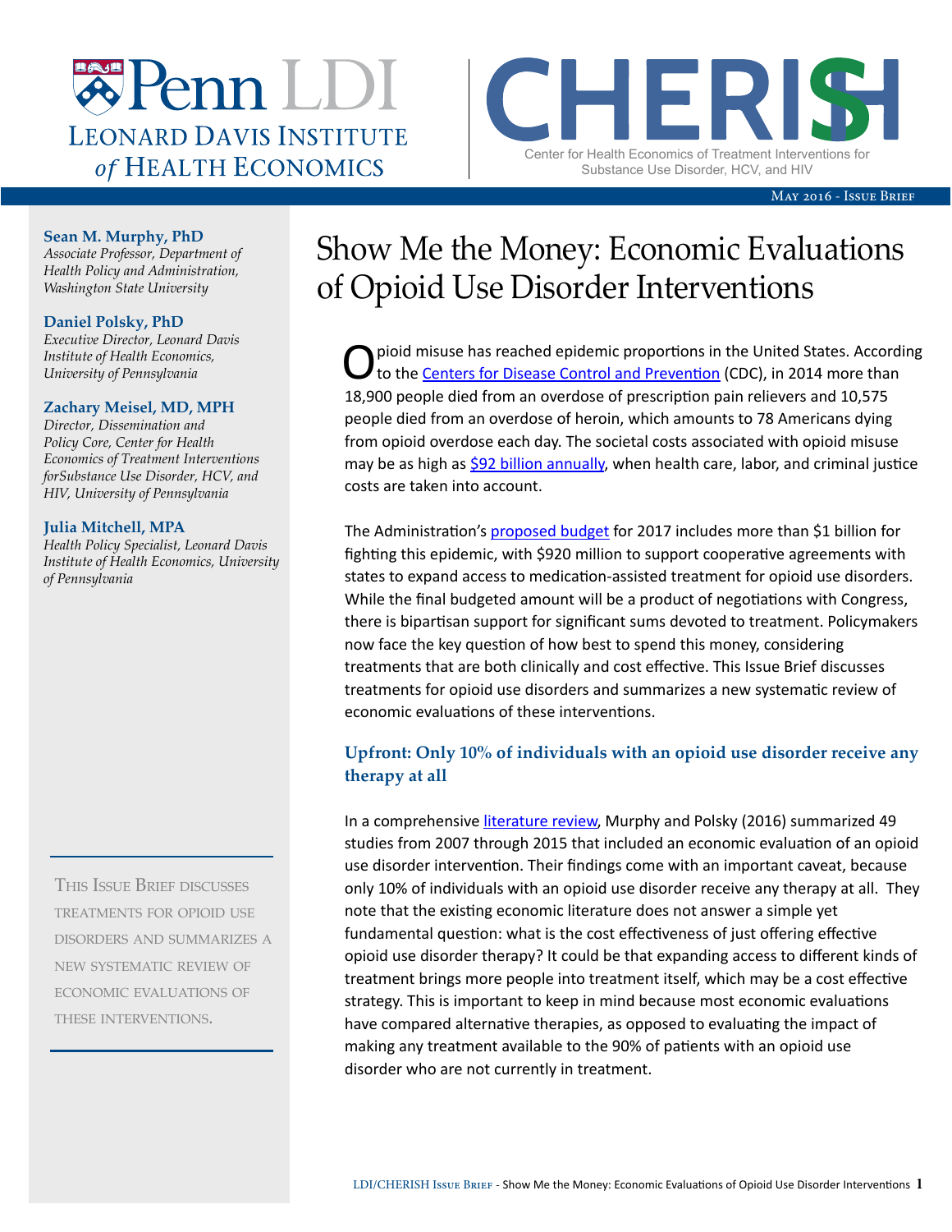Penn LDI
Leonard Davis Institute of Health Economics

CHERISH
Center for Health Economics of Treatment Interventions for Substance Use Disorder, HCV, and HIV

May 2016 - Issue Brief

**Sean M. Murphy, PhD**
*Associate Professor, Department of Health Policy and Administration, Washington State University*

**Daniel Polsky, PhD**
*Executive Director, Leonard Davis Institute of Health Economics, University of Pennsylvania*

**Zachary Meisel, MD, MPH**
*Director, Dissemination and Policy Core, Center for Health Economics of Treatment Interventions forSubstance Use Disorder, HCV, and HIV, University of Pennsylvania*

**Julia Mitchell, MPA**
*Health Policy Specialist, Leonard Davis Institute of Health Economics, University of Pennsylvania*

# Show Me the Money: Economic Evaluations of Opioid Use Disorder Interventions

Opioid misuse has reached epidemic proportions in the United States. According to the Centers for Disease Control and Prevention (CDC), in 2014 more than 18,900 people died from an overdose of prescription pain relievers and 10,575 people died from an overdose of heroin, which amounts to 78 Americans dying from opioid overdose each day. The societal costs associated with opioid misuse may be as high as $92 billion annually, when health care, labor, and criminal justice costs are taken into account.

The Administration's proposed budget for 2017 includes more than $1 billion for fighting this epidemic, with $920 million to support cooperative agreements with states to expand access to medication-assisted treatment for opioid use disorders. While the final budgeted amount will be a product of negotiations with Congress, there is bipartisan support for significant sums devoted to treatment. Policymakers now face the key question of how best to spend this money, considering treatments that are both clinically and cost effective. This Issue Brief discusses treatments for opioid use disorders and summarizes a new systematic review of economic evaluations of these interventions.

## Upfront: Only 10% of individuals with an opioid use disorder receive any therapy at all

In a comprehensive literature review, Murphy and Polsky (2016) summarized 49 studies from 2007 through 2015 that included an economic evaluation of an opioid use disorder intervention. Their findings come with an important caveat, because only 10% of individuals with an opioid use disorder receive any therapy at all. They note that the existing economic literature does not answer a simple yet fundamental question: what is the cost effectiveness of just offering effective opioid use disorder therapy? It could be that expanding access to different kinds of treatment brings more people into treatment itself, which may be a cost effective strategy. This is important to keep in mind because most economic evaluations have compared alternative therapies, as opposed to evaluating the impact of making any treatment available to the 90% of patients with an opioid use disorder who are not currently in treatment.

This Issue Brief discusses treatments for opioid use disorders and summarizes a new systematic review of economic evaluations of these interventions.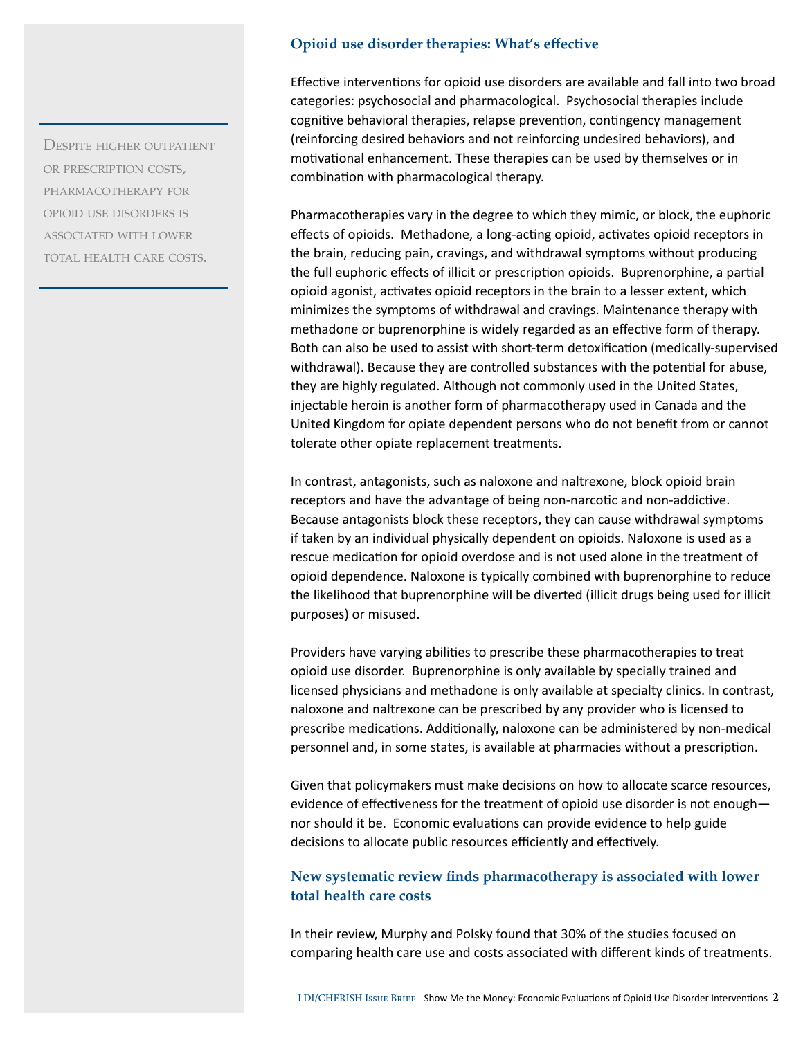> Despite higher outpatient or prescription costs, pharmacotherapy for opioid use disorders is associated with lower total health care costs.

## Opioid use disorder therapies: What's effective

Effective interventions for opioid use disorders are available and fall into two broad categories: psychosocial and pharmacological. Psychosocial therapies include cognitive behavioral therapies, relapse prevention, contingency management (reinforcing desired behaviors and not reinforcing undesired behaviors), and motivational enhancement. These therapies can be used by themselves or in combination with pharmacological therapy.

Pharmacotherapies vary in the degree to which they mimic, or block, the euphoric effects of opioids. Methadone, a long-acting opioid, activates opioid receptors in the brain, reducing pain, cravings, and withdrawal symptoms without producing the full euphoric effects of illicit or prescription opioids. Buprenorphine, a partial opioid agonist, activates opioid receptors in the brain to a lesser extent, which minimizes the symptoms of withdrawal and cravings. Maintenance therapy with methadone or buprenorphine is widely regarded as an effective form of therapy. Both can also be used to assist with short-term detoxification (medically-supervised withdrawal). Because they are controlled substances with the potential for abuse, they are highly regulated. Although not commonly used in the United States, injectable heroin is another form of pharmacotherapy used in Canada and the United Kingdom for opiate dependent persons who do not benefit from or cannot tolerate other opiate replacement treatments.

In contrast, antagonists, such as naloxone and naltrexone, block opioid brain receptors and have the advantage of being non-narcotic and non-addictive. Because antagonists block these receptors, they can cause withdrawal symptoms if taken by an individual physically dependent on opioids. Naloxone is used as a rescue medication for opioid overdose and is not used alone in the treatment of opioid dependence. Naloxone is typically combined with buprenorphine to reduce the likelihood that buprenorphine will be diverted (illicit drugs being used for illicit purposes) or misused.

Providers have varying abilities to prescribe these pharmacotherapies to treat opioid use disorder. Buprenorphine is only available by specially trained and licensed physicians and methadone is only available at specialty clinics. In contrast, naloxone and naltrexone can be prescribed by any provider who is licensed to prescribe medications. Additionally, naloxone can be administered by non-medical personnel and, in some states, is available at pharmacies without a prescription.

Given that policymakers must make decisions on how to allocate scarce resources, evidence of effectiveness for the treatment of opioid use disorder is not enough—nor should it be. Economic evaluations can provide evidence to help guide decisions to allocate public resources efficiently and effectively.

## New systematic review finds pharmacotherapy is associated with lower total health care costs

In their review, Murphy and Polsky found that 30% of the studies focused on comparing health care use and costs associated with different kinds of treatments.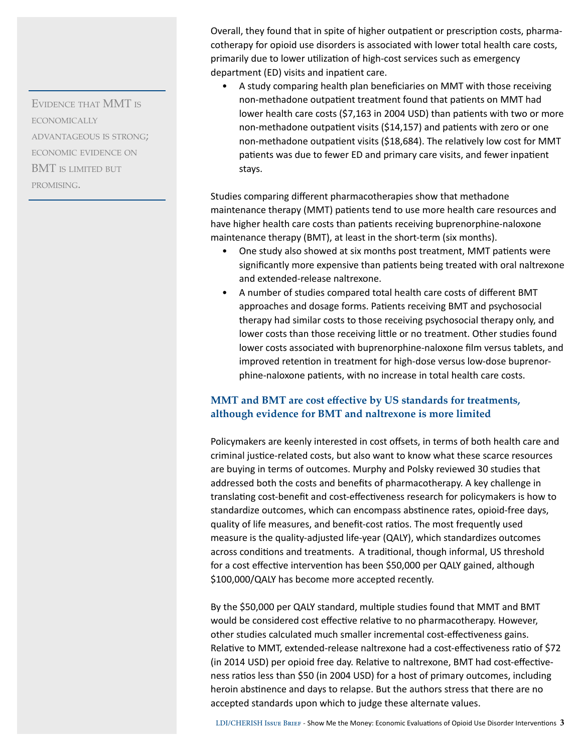> Evidence that MMT is economically advantageous is strong; economic evidence on BMT is limited but promising.

Overall, they found that in spite of higher outpatient or prescription costs, pharmacotherapy for opioid use disorders is associated with lower total health care costs, primarily due to lower utilization of high-cost services such as emergency department (ED) visits and inpatient care.

- A study comparing health plan beneficiaries on MMT with those receiving non-methadone outpatient treatment found that patients on MMT had lower health care costs ($7,163 in 2004 USD) than patients with two or more non-methadone outpatient visits ($14,157) and patients with zero or one non-methadone outpatient visits ($18,684). The relatively low cost for MMT patients was due to fewer ED and primary care visits, and fewer inpatient stays.

Studies comparing different pharmacotherapies show that methadone maintenance therapy (MMT) patients tend to use more health care resources and have higher health care costs than patients receiving buprenorphine-naloxone maintenance therapy (BMT), at least in the short-term (six months).

- One study also showed at six months post treatment, MMT patients were significantly more expensive than patients being treated with oral naltrexone and extended-release naltrexone.
- A number of studies compared total health care costs of different BMT approaches and dosage forms. Patients receiving BMT and psychosocial therapy had similar costs to those receiving psychosocial therapy only, and lower costs than those receiving little or no treatment. Other studies found lower costs associated with buprenorphine-naloxone film versus tablets, and improved retention in treatment for high-dose versus low-dose buprenorphine-naloxone patients, with no increase in total health care costs.

### MMT and BMT are cost effective by US standards for treatments, although evidence for BMT and naltrexone is more limited

Policymakers are keenly interested in cost offsets, in terms of both health care and criminal justice-related costs, but also want to know what these scarce resources are buying in terms of outcomes. Murphy and Polsky reviewed 30 studies that addressed both the costs and benefits of pharmacotherapy. A key challenge in translating cost-benefit and cost-effectiveness research for policymakers is how to standardize outcomes, which can encompass abstinence rates, opioid-free days, quality of life measures, and benefit-cost ratios. The most frequently used measure is the quality-adjusted life-year (QALY), which standardizes outcomes across conditions and treatments. A traditional, though informal, US threshold for a cost effective intervention has been $50,000 per QALY gained, although $100,000/QALY has become more accepted recently.

By the $50,000 per QALY standard, multiple studies found that MMT and BMT would be considered cost effective relative to no pharmacotherapy. However, other studies calculated much smaller incremental cost-effectiveness gains. Relative to MMT, extended-release naltrexone had a cost-effectiveness ratio of $72 (in 2014 USD) per opioid free day. Relative to naltrexone, BMT had cost-effectiveness ratios less than $50 (in 2004 USD) for a host of primary outcomes, including heroin abstinence and days to relapse. But the authors stress that there are no accepted standards upon which to judge these alternate values.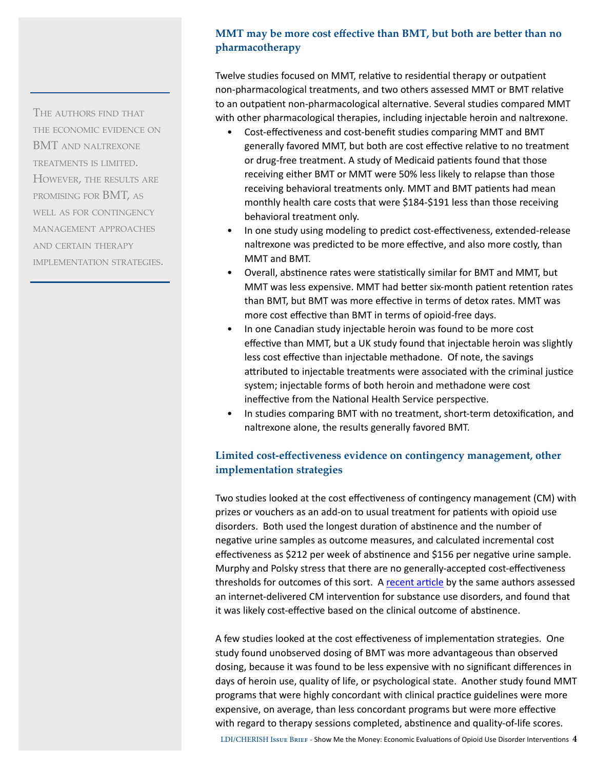> The authors find that the economic evidence on BMT and naltrexone treatments is limited. However, the results are promising for BMT, as well as for contingency management approaches and certain therapy implementation strategies.

## MMT may be more cost effective than BMT, but both are better than no pharmacotherapy

Twelve studies focused on MMT, relative to residential therapy or outpatient non-pharmacological treatments, and two others assessed MMT or BMT relative to an outpatient non-pharmacological alternative. Several studies compared MMT with other pharmacological therapies, including injectable heroin and naltrexone.

- Cost-effectiveness and cost-benefit studies comparing MMT and BMT generally favored MMT, but both are cost effective relative to no treatment or drug-free treatment. A study of Medicaid patients found that those receiving either BMT or MMT were 50% less likely to relapse than those receiving behavioral treatments only. MMT and BMT patients had mean monthly health care costs that were $184-$191 less than those receiving behavioral treatment only.
- In one study using modeling to predict cost-effectiveness, extended-release naltrexone was predicted to be more effective, and also more costly, than MMT and BMT.
- Overall, abstinence rates were statistically similar for BMT and MMT, but MMT was less expensive. MMT had better six-month patient retention rates than BMT, but BMT was more effective in terms of detox rates. MMT was more cost effective than BMT in terms of opioid-free days.
- In one Canadian study injectable heroin was found to be more cost effective than MMT, but a UK study found that injectable heroin was slightly less cost effective than injectable methadone. Of note, the savings attributed to injectable treatments were associated with the criminal justice system; injectable forms of both heroin and methadone were cost ineffective from the National Health Service perspective.
- In studies comparing BMT with no treatment, short-term detoxification, and naltrexone alone, the results generally favored BMT.

## Limited cost-effectiveness evidence on contingency management, other implementation strategies

Two studies looked at the cost effectiveness of contingency management (CM) with prizes or vouchers as an add-on to usual treatment for patients with opioid use disorders. Both used the longest duration of abstinence and the number of negative urine samples as outcome measures, and calculated incremental cost effectiveness as $212 per week of abstinence and $156 per negative urine sample. Murphy and Polsky stress that there are no generally-accepted cost-effectiveness thresholds for outcomes of this sort. A recent article by the same authors assessed an internet-delivered CM intervention for substance use disorders, and found that it was likely cost-effective based on the clinical outcome of abstinence.

A few studies looked at the cost effectiveness of implementation strategies. One study found unobserved dosing of BMT was more advantageous than observed dosing, because it was found to be less expensive with no significant differences in days of heroin use, quality of life, or psychological state. Another study found MMT programs that were highly concordant with clinical practice guidelines were more expensive, on average, than less concordant programs but were more effective with regard to therapy sessions completed, abstinence and quality-of-life scores.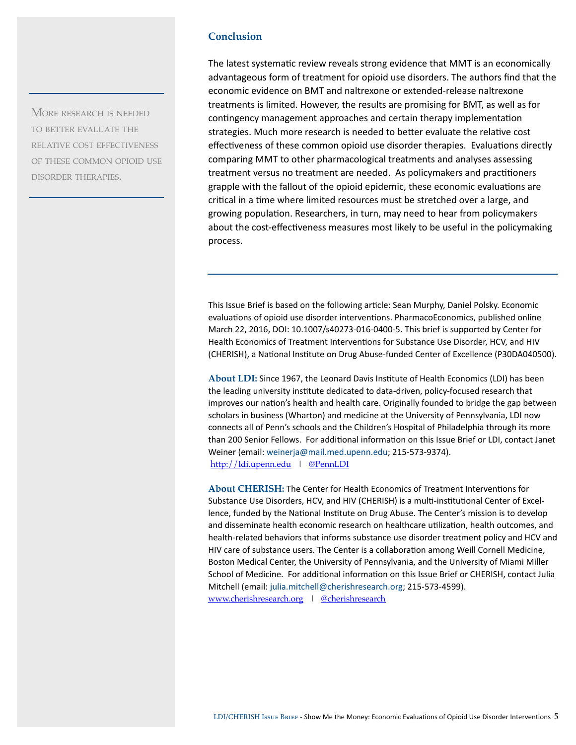More research is needed to better evaluate the relative cost effectiveness of these common opioid use disorder therapies.

## Conclusion

The latest systematic review reveals strong evidence that MMT is an economically advantageous form of treatment for opioid use disorders. The authors find that the economic evidence on BMT and naltrexone or extended-release naltrexone treatments is limited. However, the results are promising for BMT, as well as for contingency management approaches and certain therapy implementation strategies. Much more research is needed to better evaluate the relative cost effectiveness of these common opioid use disorder therapies. Evaluations directly comparing MMT to other pharmacological treatments and analyses assessing treatment versus no treatment are needed. As policymakers and practitioners grapple with the fallout of the opioid epidemic, these economic evaluations are critical in a time where limited resources must be stretched over a large, and growing population. Researchers, in turn, may need to hear from policymakers about the cost-effectiveness measures most likely to be useful in the policymaking process.

---

This Issue Brief is based on the following article: Sean Murphy, Daniel Polsky. Economic evaluations of opioid use disorder interventions. PharmacoEconomics, published online March 22, 2016, DOI: 10.1007/s40273-016-0400-5. This brief is supported by Center for Health Economics of Treatment Interventions for Substance Use Disorder, HCV, and HIV (CHERISH), a National Institute on Drug Abuse-funded Center of Excellence (P30DA040500).

**About LDI:** Since 1967, the Leonard Davis Institute of Health Economics (LDI) has been the leading university institute dedicated to data-driven, policy-focused research that improves our nation's health and health care. Originally founded to bridge the gap between scholars in business (Wharton) and medicine at the University of Pennsylvania, LDI now connects all of Penn's schools and the Children's Hospital of Philadelphia through its more than 200 Senior Fellows. For additional information on this Issue Brief or LDI, contact Janet Weiner (email: weinerja@mail.med.upenn.edu; 215-573-9374).
http://ldi.upenn.edu | @PennLDI

**About CHERISH:** The Center for Health Economics of Treatment Interventions for Substance Use Disorders, HCV, and HIV (CHERISH) is a multi-institutional Center of Excellence, funded by the National Institute on Drug Abuse. The Center's mission is to develop and disseminate health economic research on healthcare utilization, health outcomes, and health-related behaviors that informs substance use disorder treatment policy and HCV and HIV care of substance users. The Center is a collaboration among Weill Cornell Medicine, Boston Medical Center, the University of Pennsylvania, and the University of Miami Miller School of Medicine. For additional information on this Issue Brief or CHERISH, contact Julia Mitchell (email: julia.mitchell@cherishresearch.org; 215-573-4599).
www.cherishresearch.org | @cherishresearch